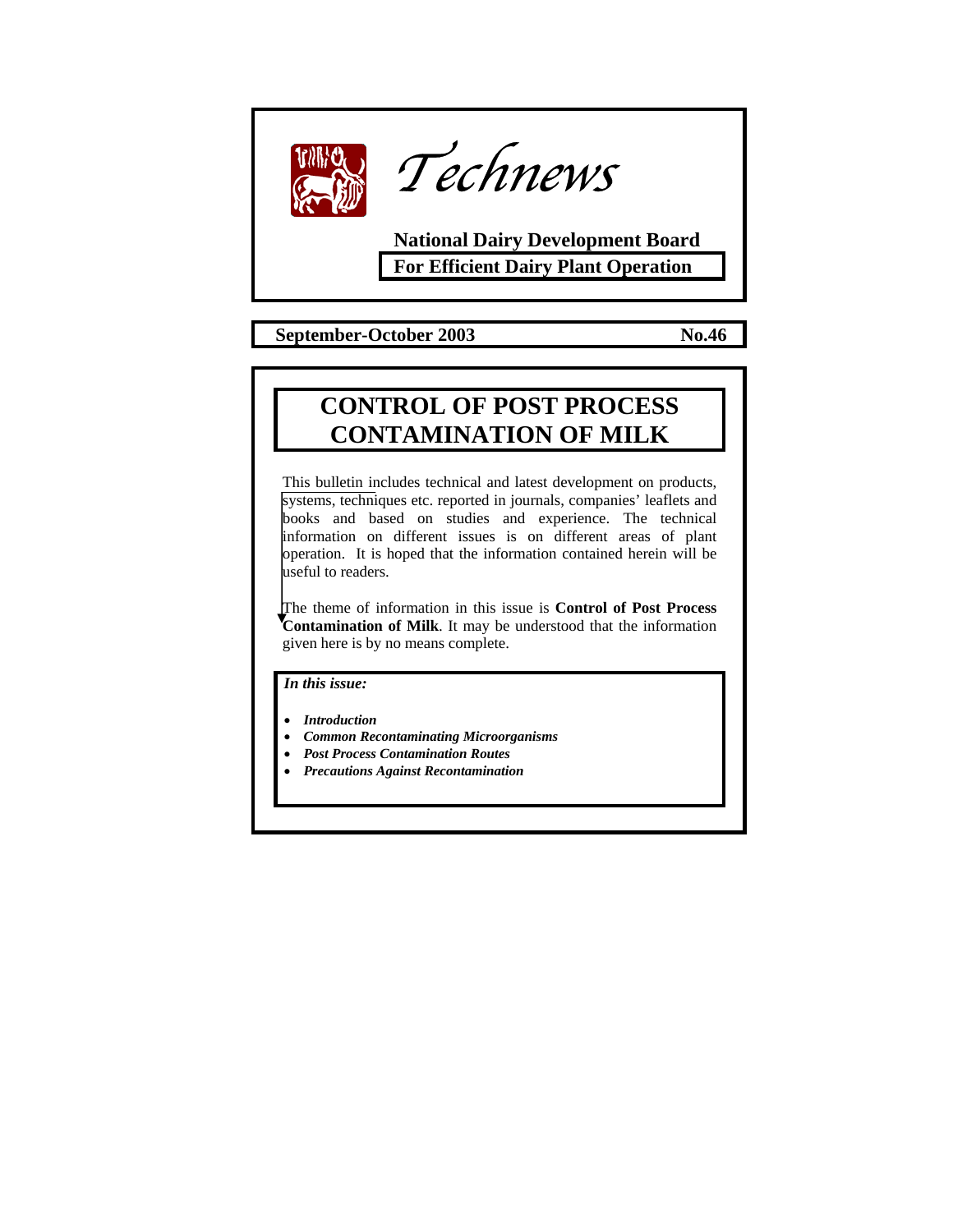# Technews

**National Dairy Development Board**

**For Efficient Dairy Plant Operation**

**September-October 2003** **No.46**

## CONTROL OF POST PROCESS CONTAMINATION OF MILK

This bulletin includes technical and latest development on products, systems, techniques etc. reported in journals, companies' leaflets and books and based on studies and experience. The technical information on different issues is on different areas of plant operation. It is hoped that the information contained herein will be useful to readers.

The theme of information in this issue is **Control of Post Process Contamination of Milk**. It may be understood that the information given here is by no means complete.

***In this issue:***

- ***Introduction***
- ***Common Recontaminating Microorganisms***
- ***Post Process Contamination Routes***
- ***Precautions Against Recontamination***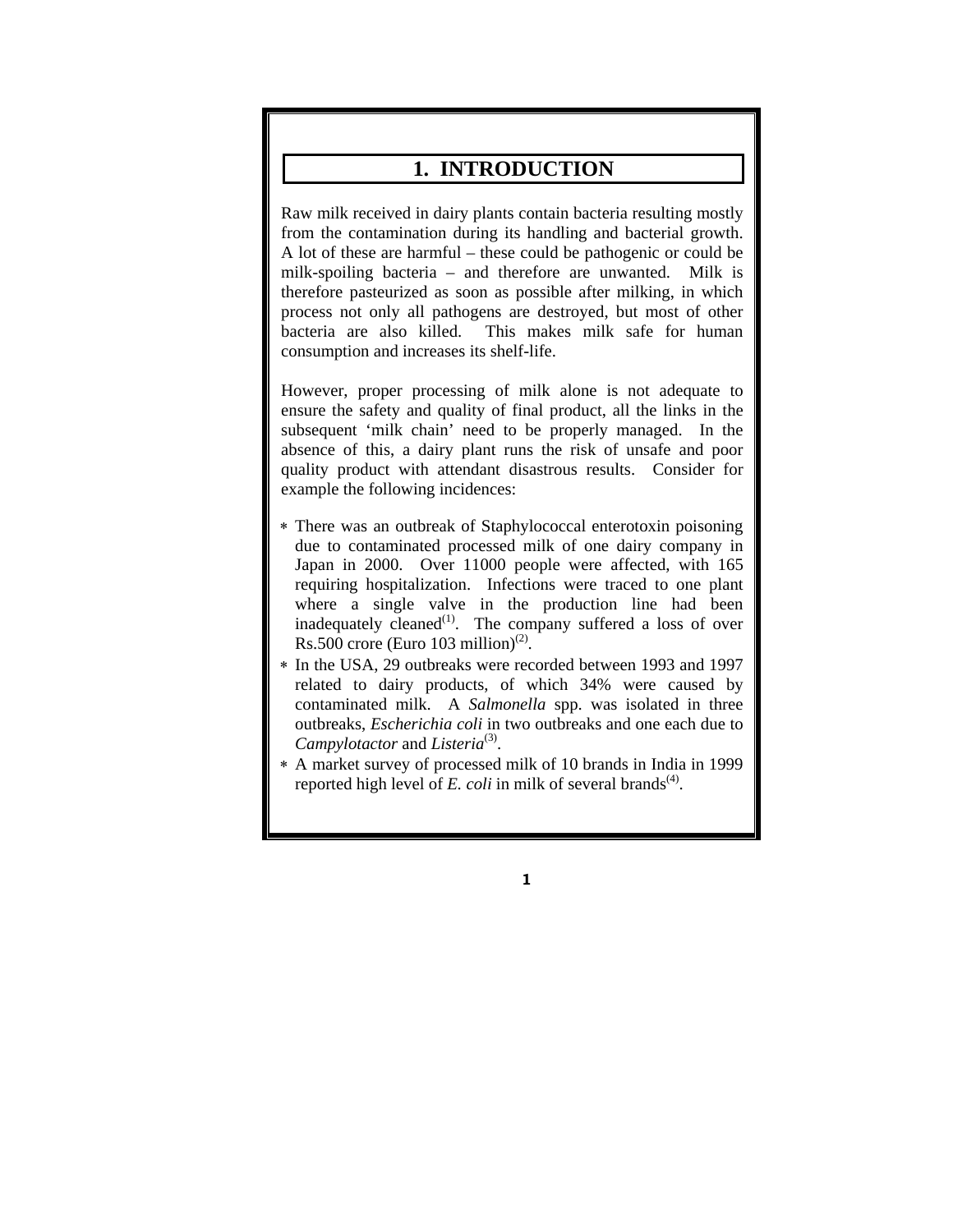# 1. INTRODUCTION

Raw milk received in dairy plants contain bacteria resulting mostly from the contamination during its handling and bacterial growth. A lot of these are harmful – these could be pathogenic or could be milk-spoiling bacteria – and therefore are unwanted. Milk is therefore pasteurized as soon as possible after milking, in which process not only all pathogens are destroyed, but most of other bacteria are also killed. This makes milk safe for human consumption and increases its shelf-life.

However, proper processing of milk alone is not adequate to ensure the safety and quality of final product, all the links in the subsequent 'milk chain' need to be properly managed. In the absence of this, a dairy plant runs the risk of unsafe and poor quality product with attendant disastrous results. Consider for example the following incidences:

- There was an outbreak of Staphylococcal enterotoxin poisoning due to contaminated processed milk of one dairy company in Japan in 2000. Over 11000 people were affected, with 165 requiring hospitalization. Infections were traced to one plant where a single valve in the production line had been inadequately cleaned(1). The company suffered a loss of over Rs.500 crore (Euro 103 million)(2).
- In the USA, 29 outbreaks were recorded between 1993 and 1997 related to dairy products, of which 34% were caused by contaminated milk. A *Salmonella* spp. was isolated in three outbreaks, *Escherichia coli* in two outbreaks and one each due to *Campylotactor* and *Listeria*(3).
- A market survey of processed milk of 10 brands in India in 1999 reported high level of *E. coli* in milk of several brands(4).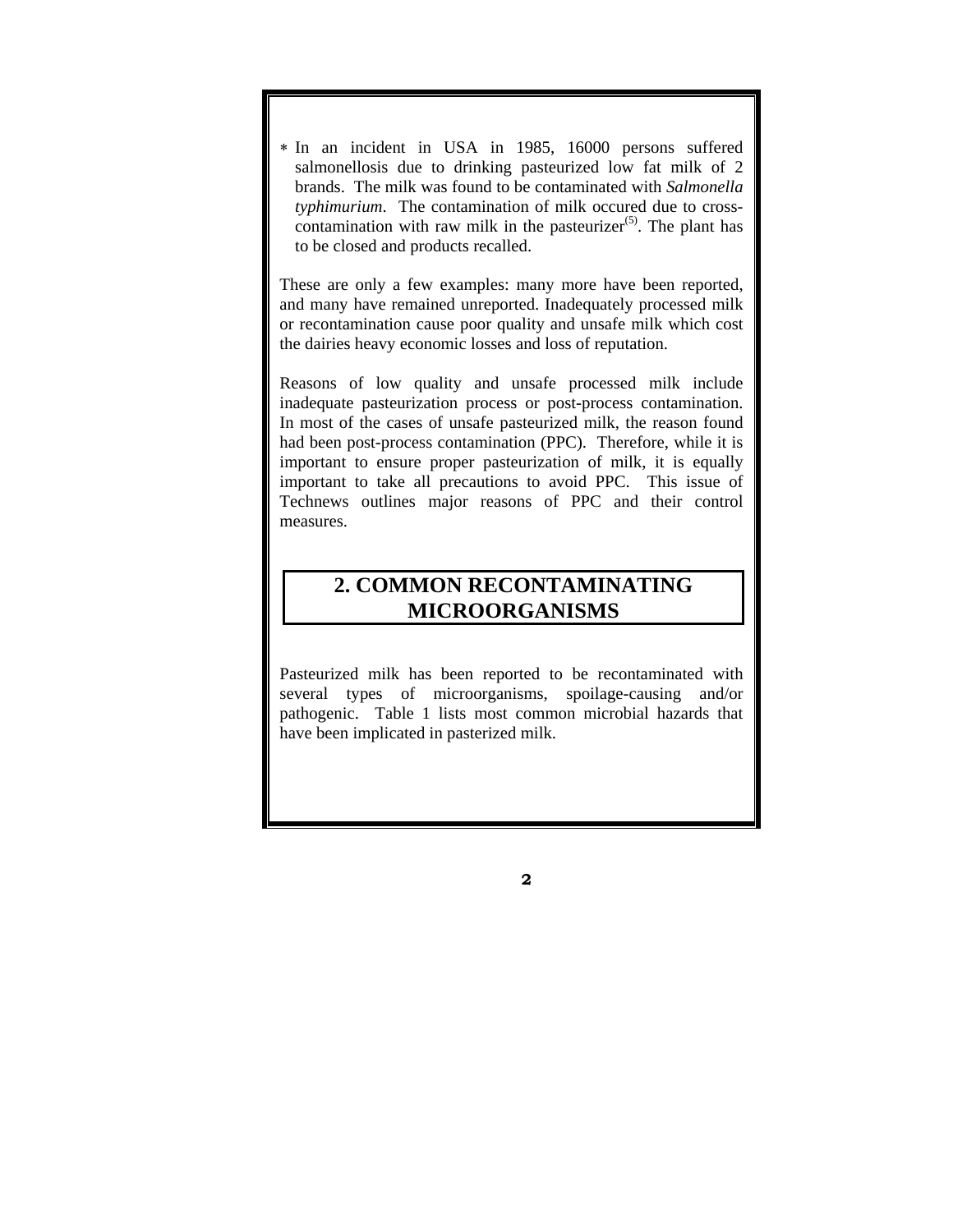* In an incident in USA in 1985, 16000 persons suffered salmonellosis due to drinking pasteurized low fat milk of 2 brands. The milk was found to be contaminated with *Salmonella typhimurium*. The contamination of milk occured due to cross-contamination with raw milk in the pasteurizer[5]. The plant has to be closed and products recalled.

These are only a few examples: many more have been reported, and many have remained unreported. Inadequately processed milk or recontamination cause poor quality and unsafe milk which cost the dairies heavy economic losses and loss of reputation.

Reasons of low quality and unsafe processed milk include inadequate pasteurization process or post-process contamination. In most of the cases of unsafe pasteurized milk, the reason found had been post-process contamination (PPC). Therefore, while it is important to ensure proper pasteurization of milk, it is equally important to take all precautions to avoid PPC. This issue of Technews outlines major reasons of PPC and their control measures.

## 2. COMMON RECONTAMINATING MICROORGANISMS

Pasteurized milk has been reported to be recontaminated with several types of microorganisms, spoilage-causing and/or pathogenic. Table 1 lists most common microbial hazards that have been implicated in pasterized milk.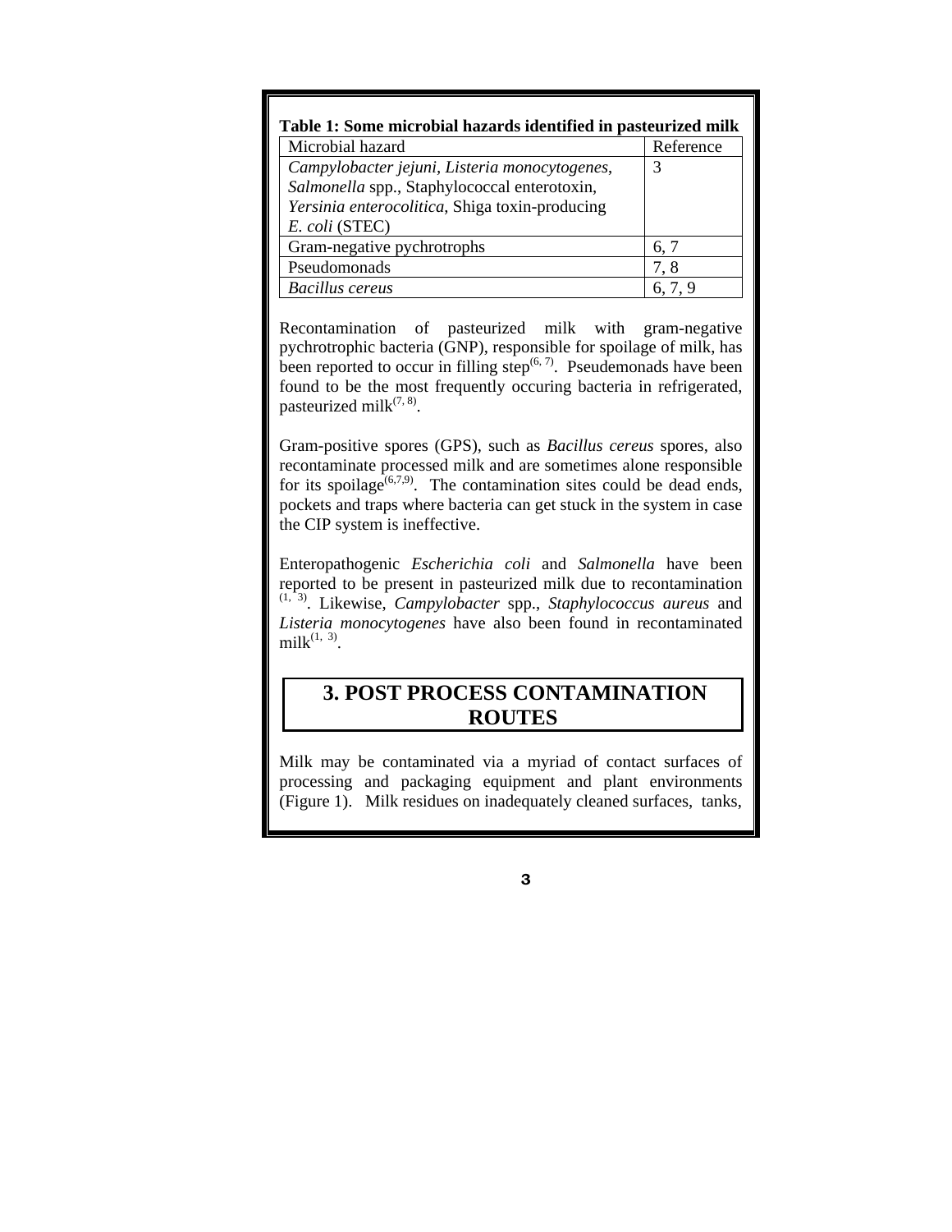**Table 1: Some microbial hazards identified in pasteurized milk**

| Microbial hazard | Reference |
|---|---|
| *Campylobacter jejuni*, *Listeria monocytogenes*, *Salmonella* spp., Staphylococcal enterotoxin, *Yersinia enterocolitica*, Shiga toxin-producing *E. coli* (STEC) | 3 |
| Gram-negative pychrotrophs | 6, 7 |
| Pseudomonads | 7, 8 |
| *Bacillus cereus* | 6, 7, 9 |

Recontamination of pasteurized milk with gram-negative pychrotrophic bacteria (GNP), responsible for spoilage of milk, has been reported to occur in filling step[6, 7]. Pseudemonads have been found to be the most frequently occuring bacteria in refrigerated, pasteurized milk[7, 8].

Gram-positive spores (GPS), such as *Bacillus cereus* spores, also recontaminate processed milk and are sometimes alone responsible for its spoilage[6,7,9]. The contamination sites could be dead ends, pockets and traps where bacteria can get stuck in the system in case the CIP system is ineffective.

Enteropathogenic *Escherichia coli* and *Salmonella* have been reported to be present in pasteurized milk due to recontamination [1, 3]. Likewise, *Campylobacter* spp., *Staphylococcus aureus* and *Listeria monocytogenes* have also been found in recontaminated milk[1, 3].

## 3. POST PROCESS CONTAMINATION ROUTES

Milk may be contaminated via a myriad of contact surfaces of processing and packaging equipment and plant environments (Figure 1). Milk residues on inadequately cleaned surfaces, tanks,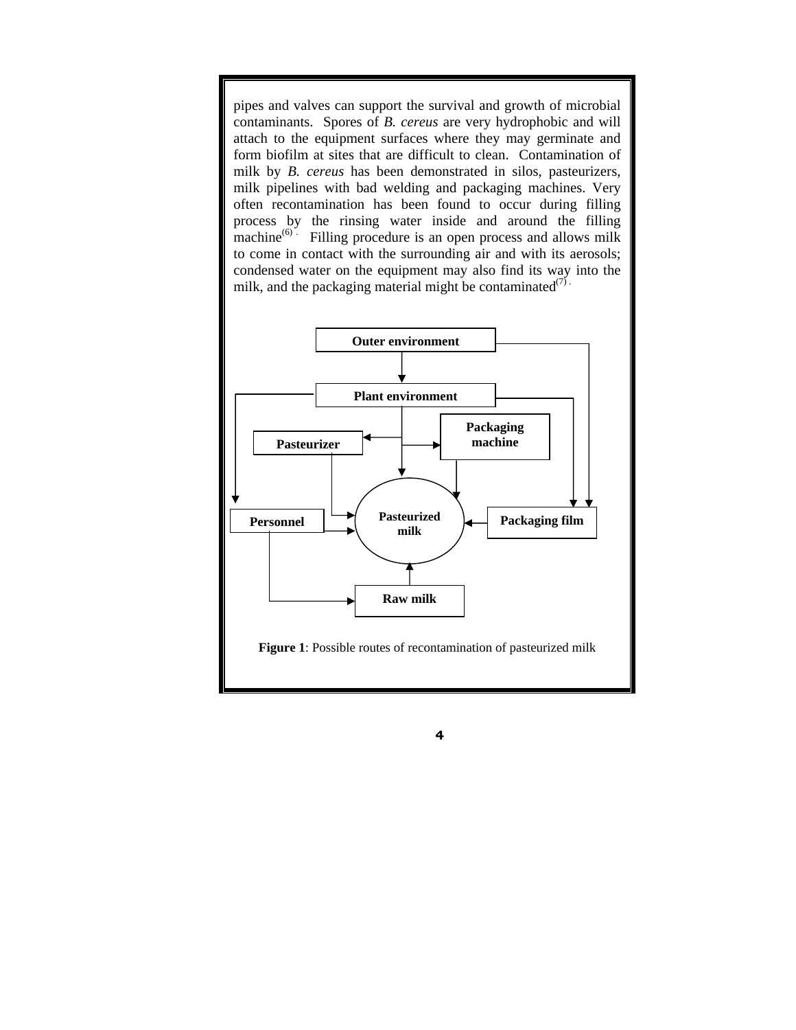pipes and valves can support the survival and growth of microbial contaminants. Spores of *B. cereus* are very hydrophobic and will attach to the equipment surfaces where they may germinate and form biofilm at sites that are difficult to clean. Contamination of milk by *B. cereus* has been demonstrated in silos, pasteurizers, milk pipelines with bad welding and packaging machines. Very often recontamination has been found to occur during filling process by the rinsing water inside and around the filling machine[6]. Filling procedure is an open process and allows milk to come in contact with the surrounding air and with its aerosols; condensed water on the equipment may also find its way into the milk, and the packaging material might be contaminated[7].

**Figure 1**: Possible routes of recontamination of pasteurized milk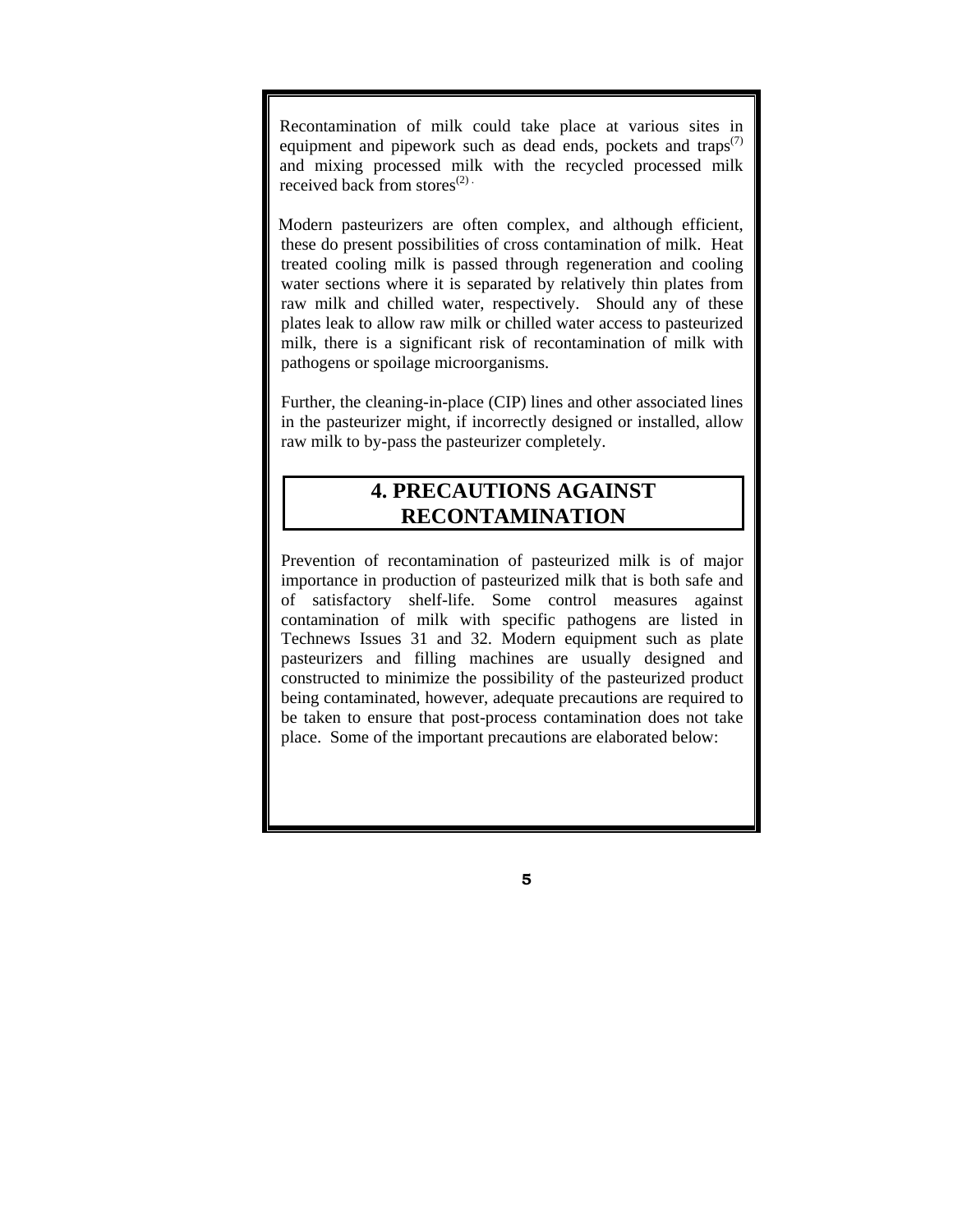Recontamination of milk could take place at various sites in equipment and pipework such as dead ends, pockets and traps[7] and mixing processed milk with the recycled processed milk received back from stores[2].

Modern pasteurizers are often complex, and although efficient, these do present possibilities of cross contamination of milk. Heat treated cooling milk is passed through regeneration and cooling water sections where it is separated by relatively thin plates from raw milk and chilled water, respectively. Should any of these plates leak to allow raw milk or chilled water access to pasteurized milk, there is a significant risk of recontamination of milk with pathogens or spoilage microorganisms.

Further, the cleaning-in-place (CIP) lines and other associated lines in the pasteurizer might, if incorrectly designed or installed, allow raw milk to by-pass the pasteurizer completely.

## 4. PRECAUTIONS AGAINST RECONTAMINATION

Prevention of recontamination of pasteurized milk is of major importance in production of pasteurized milk that is both safe and of satisfactory shelf-life. Some control measures against contamination of milk with specific pathogens are listed in Technews Issues 31 and 32. Modern equipment such as plate pasteurizers and filling machines are usually designed and constructed to minimize the possibility of the pasteurized product being contaminated, however, adequate precautions are required to be taken to ensure that post-process contamination does not take place. Some of the important precautions are elaborated below: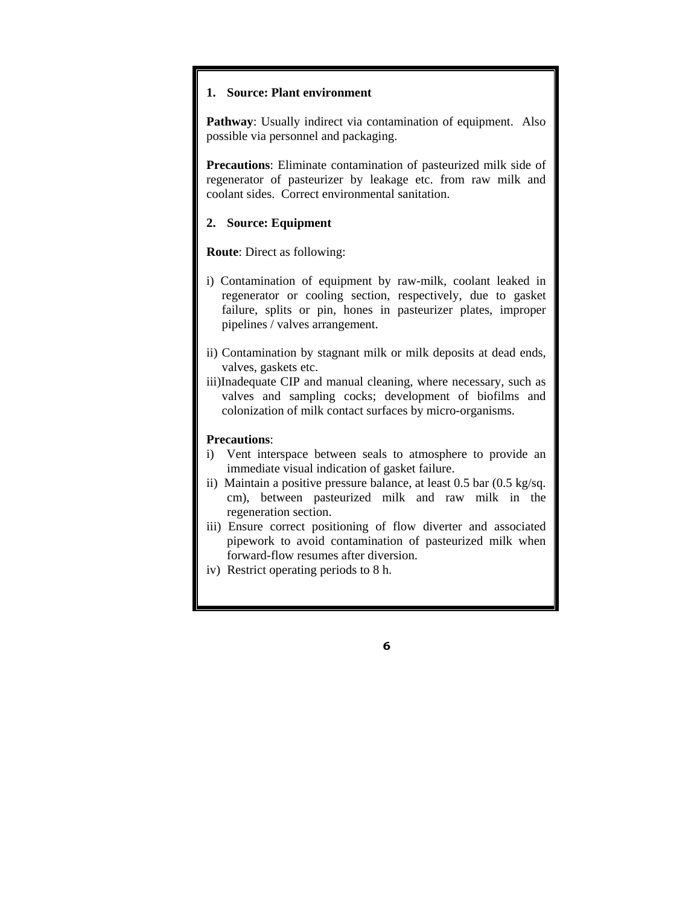**1. Source: Plant environment**

**Pathway**: Usually indirect via contamination of equipment. Also possible via personnel and packaging.

**Precautions**: Eliminate contamination of pasteurized milk side of regenerator of pasteurizer by leakage etc. from raw milk and coolant sides. Correct environmental sanitation.

**2. Source: Equipment**

**Route**: Direct as following:

i) Contamination of equipment by raw-milk, coolant leaked in regenerator or cooling section, respectively, due to gasket failure, splits or pin, hones in pasteurizer plates, improper pipelines / valves arrangement.

ii) Contamination by stagnant milk or milk deposits at dead ends, valves, gaskets etc.

iii) Inadequate CIP and manual cleaning, where necessary, such as valves and sampling cocks; development of biofilms and colonization of milk contact surfaces by micro-organisms.

**Precautions**:

i) Vent interspace between seals to atmosphere to provide an immediate visual indication of gasket failure.

ii) Maintain a positive pressure balance, at least 0.5 bar (0.5 kg/sq. cm), between pasteurized milk and raw milk in the regeneration section.

iii) Ensure correct positioning of flow diverter and associated pipework to avoid contamination of pasteurized milk when forward-flow resumes after diversion.

iv) Restrict operating periods to 8 h.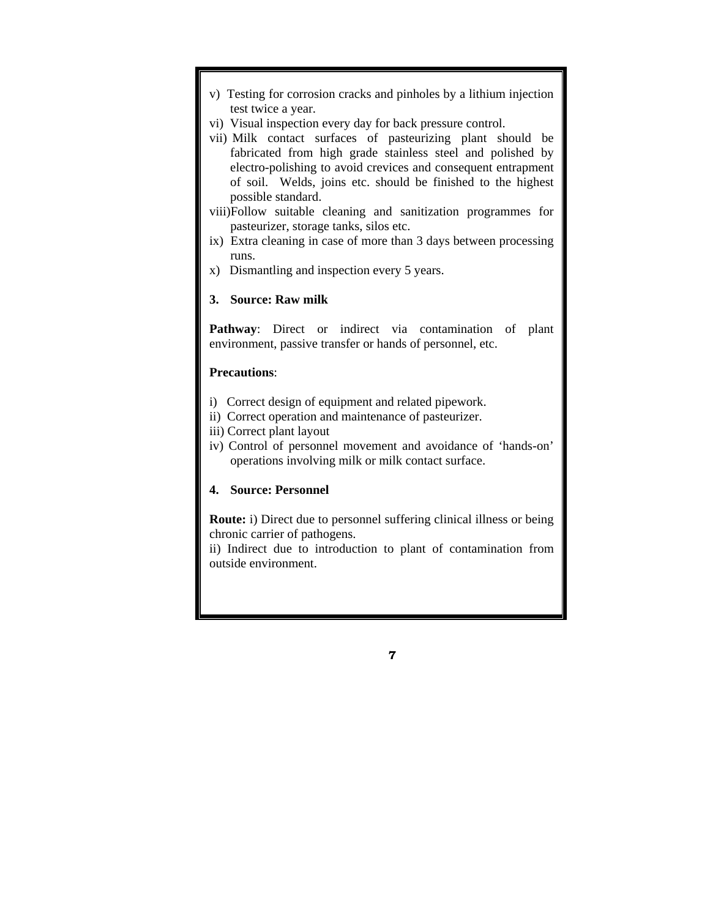v) Testing for corrosion cracks and pinholes by a lithium injection test twice a year.

vi) Visual inspection every day for back pressure control.

vii) Milk contact surfaces of pasteurizing plant should be fabricated from high grade stainless steel and polished by electro-polishing to avoid crevices and consequent entrapment of soil. Welds, joins etc. should be finished to the highest possible standard.

viii) Follow suitable cleaning and sanitization programmes for pasteurizer, storage tanks, silos etc.

ix) Extra cleaning in case of more than 3 days between processing runs.

x) Dismantling and inspection every 5 years.

**3. Source: Raw milk**

**Pathway**: Direct or indirect via contamination of plant environment, passive transfer or hands of personnel, etc.

**Precautions**:

i) Correct design of equipment and related pipework.

ii) Correct operation and maintenance of pasteurizer.

iii) Correct plant layout

iv) Control of personnel movement and avoidance of 'hands-on' operations involving milk or milk contact surface.

**4. Source: Personnel**

**Route:** i) Direct due to personnel suffering clinical illness or being chronic carrier of pathogens.

ii) Indirect due to introduction to plant of contamination from outside environment.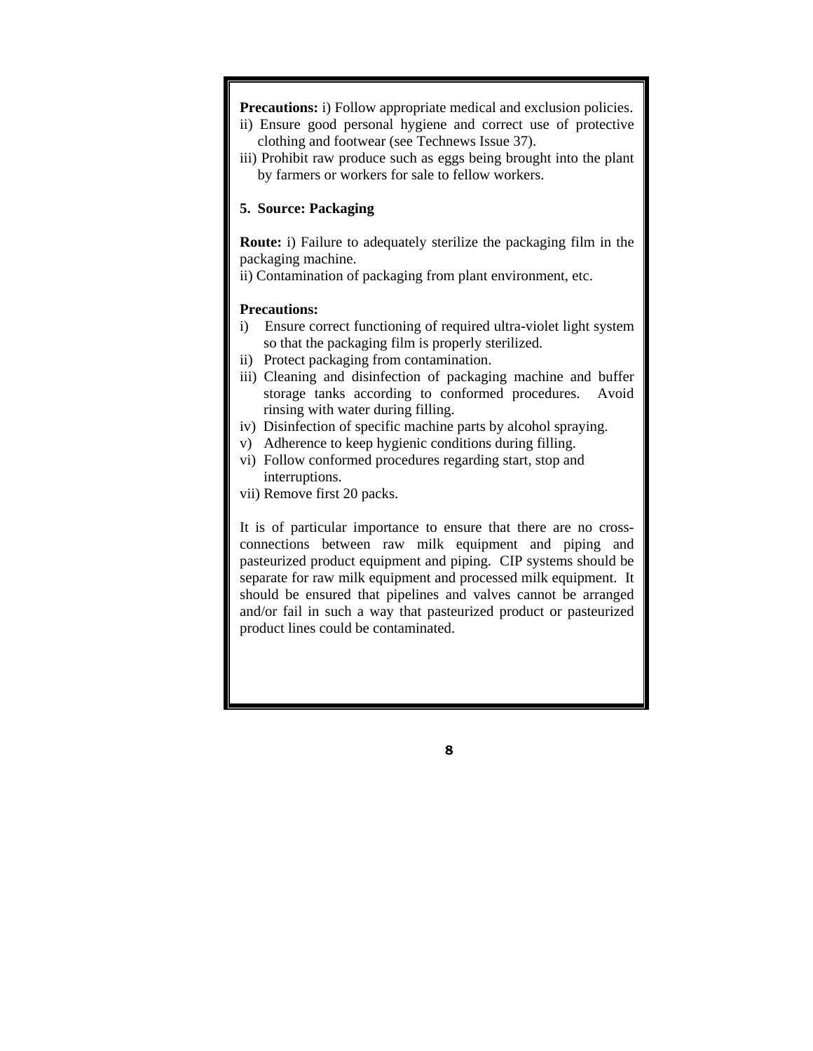**Precautions:** i) Follow appropriate medical and exclusion policies.
ii) Ensure good personal hygiene and correct use of protective clothing and footwear (see Technews Issue 37).
iii) Prohibit raw produce such as eggs being brought into the plant by farmers or workers for sale to fellow workers.

**5. Source: Packaging**

**Route:** i) Failure to adequately sterilize the packaging film in the packaging machine.
ii) Contamination of packaging from plant environment, etc.

**Precautions:**

i) Ensure correct functioning of required ultra-violet light system so that the packaging film is properly sterilized.
ii) Protect packaging from contamination.
iii) Cleaning and disinfection of packaging machine and buffer storage tanks according to conformed procedures. Avoid rinsing with water during filling.
iv) Disinfection of specific machine parts by alcohol spraying.
v) Adherence to keep hygienic conditions during filling.
vi) Follow conformed procedures regarding start, stop and interruptions.
vii) Remove first 20 packs.

It is of particular importance to ensure that there are no cross-connections between raw milk equipment and piping and pasteurized product equipment and piping. CIP systems should be separate for raw milk equipment and processed milk equipment. It should be ensured that pipelines and valves cannot be arranged and/or fail in such a way that pasteurized product or pasteurized product lines could be contaminated.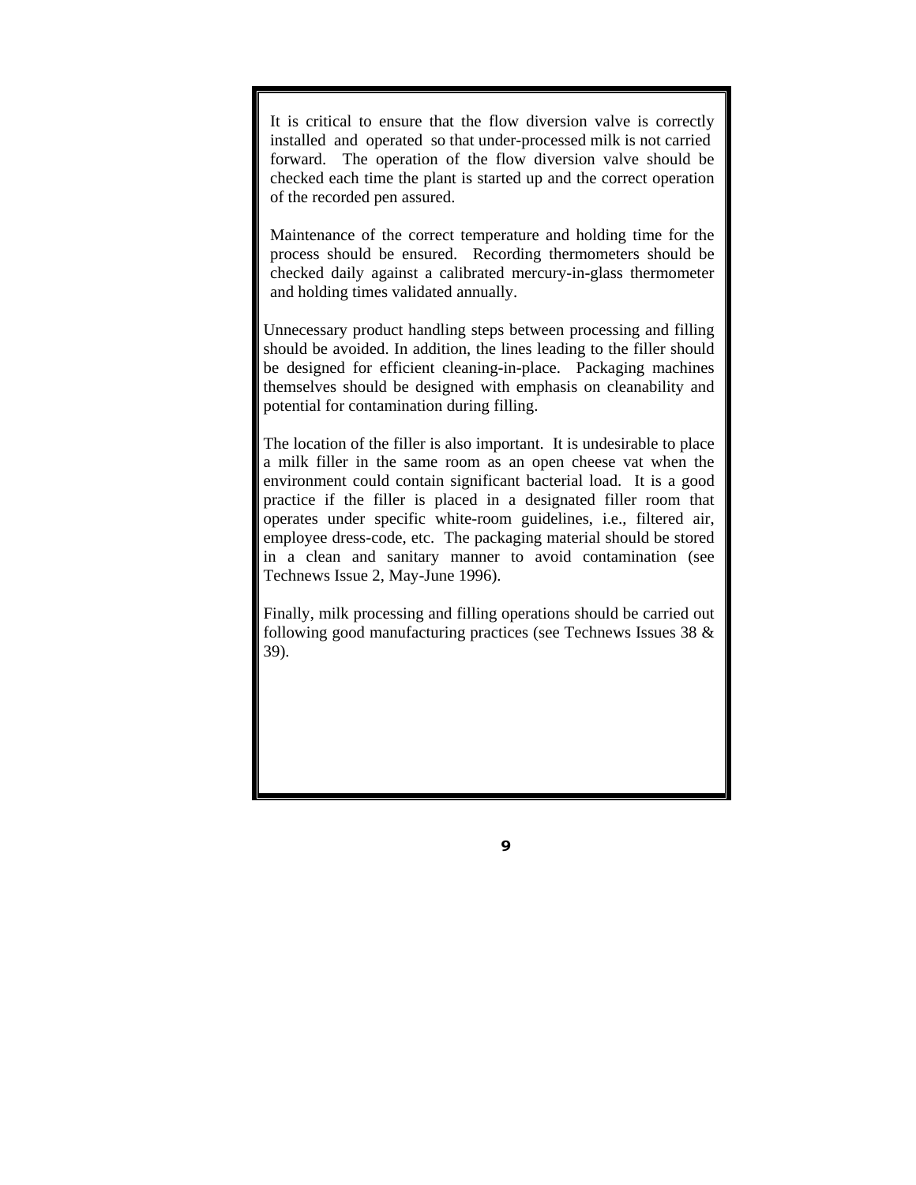It is critical to ensure that the flow diversion valve is correctly installed and operated so that under-processed milk is not carried forward. The operation of the flow diversion valve should be checked each time the plant is started up and the correct operation of the recorded pen assured.

Maintenance of the correct temperature and holding time for the process should be ensured. Recording thermometers should be checked daily against a calibrated mercury-in-glass thermometer and holding times validated annually.

Unnecessary product handling steps between processing and filling should be avoided. In addition, the lines leading to the filler should be designed for efficient cleaning-in-place. Packaging machines themselves should be designed with emphasis on cleanability and potential for contamination during filling.

The location of the filler is also important. It is undesirable to place a milk filler in the same room as an open cheese vat when the environment could contain significant bacterial load. It is a good practice if the filler is placed in a designated filler room that operates under specific white-room guidelines, i.e., filtered air, employee dress-code, etc. The packaging material should be stored in a clean and sanitary manner to avoid contamination (see Technews Issue 2, May-June 1996).

Finally, milk processing and filling operations should be carried out following good manufacturing practices (see Technews Issues 38 & 39).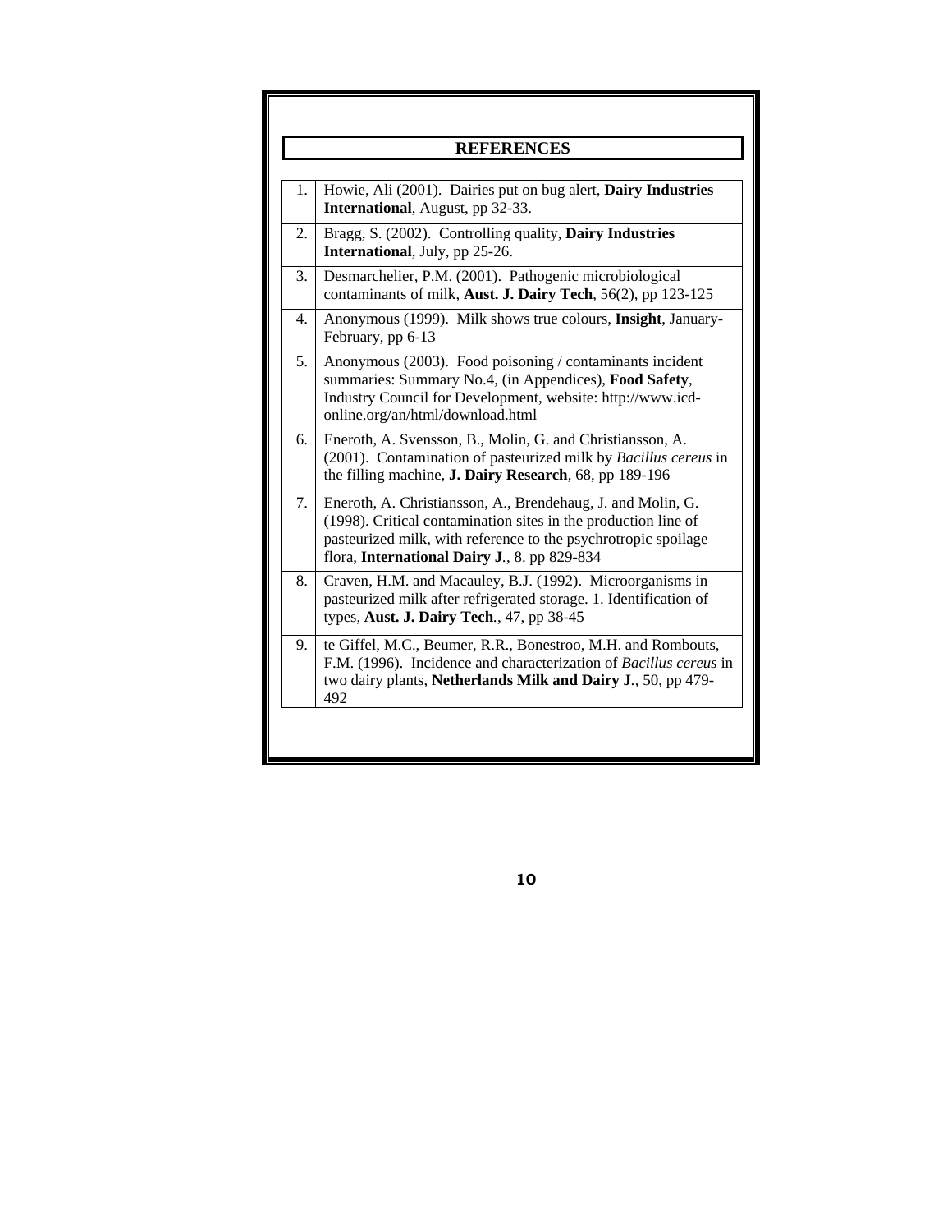## REFERENCES

| | |
|---|---|
| 1. | Howie, Ali (2001). Dairies put on bug alert, **Dairy Industries International**, August, pp 32-33. |
| 2. | Bragg, S. (2002). Controlling quality, **Dairy Industries International**, July, pp 25-26. |
| 3. | Desmarchelier, P.M. (2001). Pathogenic microbiological contaminants of milk, **Aust. J. Dairy Tech**, 56(2), pp 123-125 |
| 4. | Anonymous (1999). Milk shows true colours, **Insight**, January-February, pp 6-13 |
| 5. | Anonymous (2003). Food poisoning / contaminants incident summaries: Summary No.4, (in Appendices), **Food Safety**, Industry Council for Development, website: http://www.icd-online.org/an/html/download.html |
| 6. | Eneroth, A. Svensson, B., Molin, G. and Christiansson, A. (2001). Contamination of pasteurized milk by *Bacillus cereus* in the filling machine, **J. Dairy Research**, 68, pp 189-196 |
| 7. | Eneroth, A. Christiansson, A., Brendehaug, J. and Molin, G. (1998). Critical contamination sites in the production line of pasteurized milk, with reference to the psychrotropic spoilage flora, **International Dairy J**., 8. pp 829-834 |
| 8. | Craven, H.M. and Macauley, B.J. (1992). Microorganisms in pasteurized milk after refrigerated storage. 1. Identification of types, **Aust. J. Dairy Tech**., 47, pp 38-45 |
| 9. | te Giffel, M.C., Beumer, R.R., Bonestroo, M.H. and Rombouts, F.M. (1996). Incidence and characterization of *Bacillus cereus* in two dairy plants, **Netherlands Milk and Dairy J**., 50, pp 479-492 |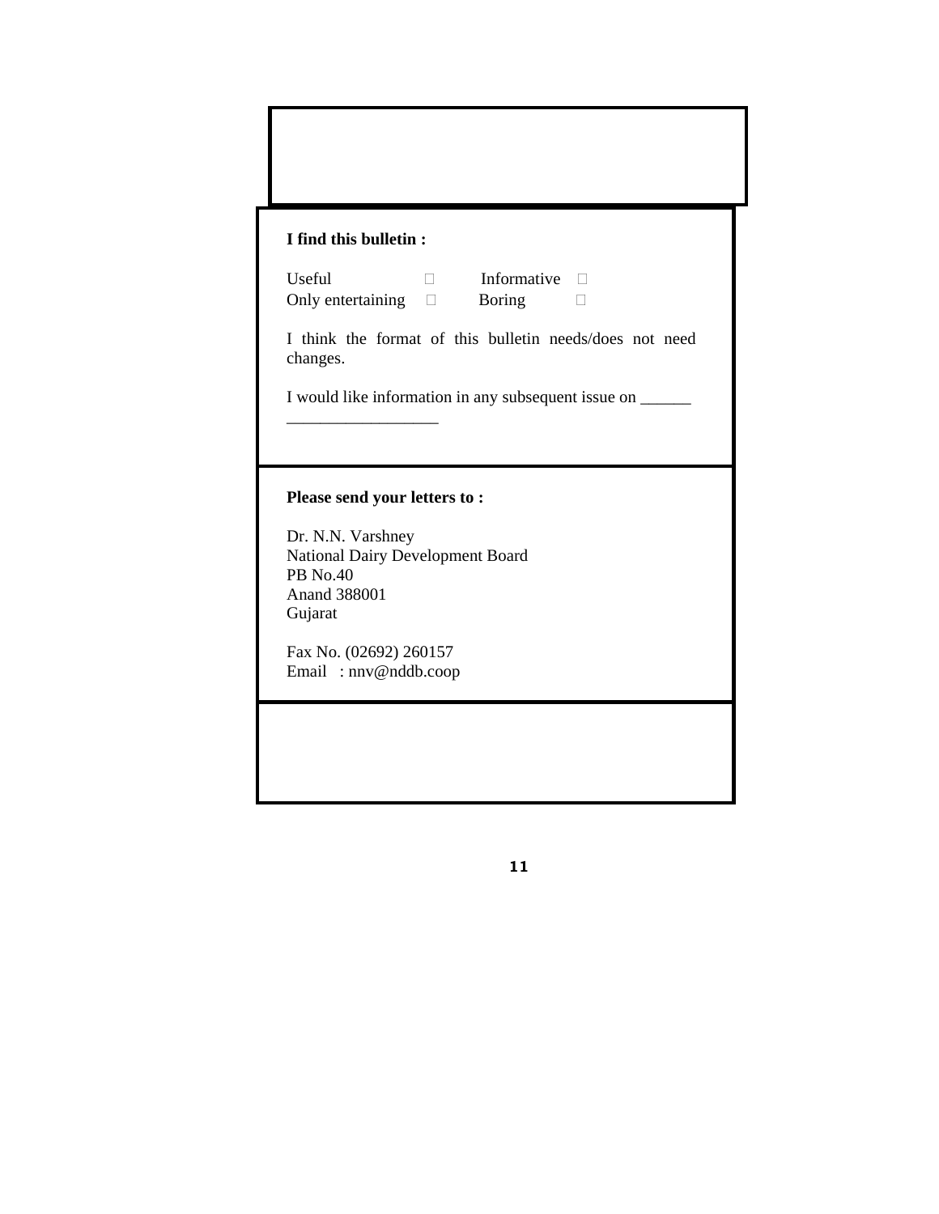**I find this bulletin :**

Useful ☐ Informative ☐
Only entertaining ☐ Boring ☐

I think the format of this bulletin needs/does not need changes.

I would like information in any subsequent issue on ______
__________________

**Please send your letters to :**

Dr. N.N. Varshney
National Dairy Development Board
PB No.40
Anand 388001
Gujarat

Fax No. (02692) 260157
Email : nnv@nddb.coop